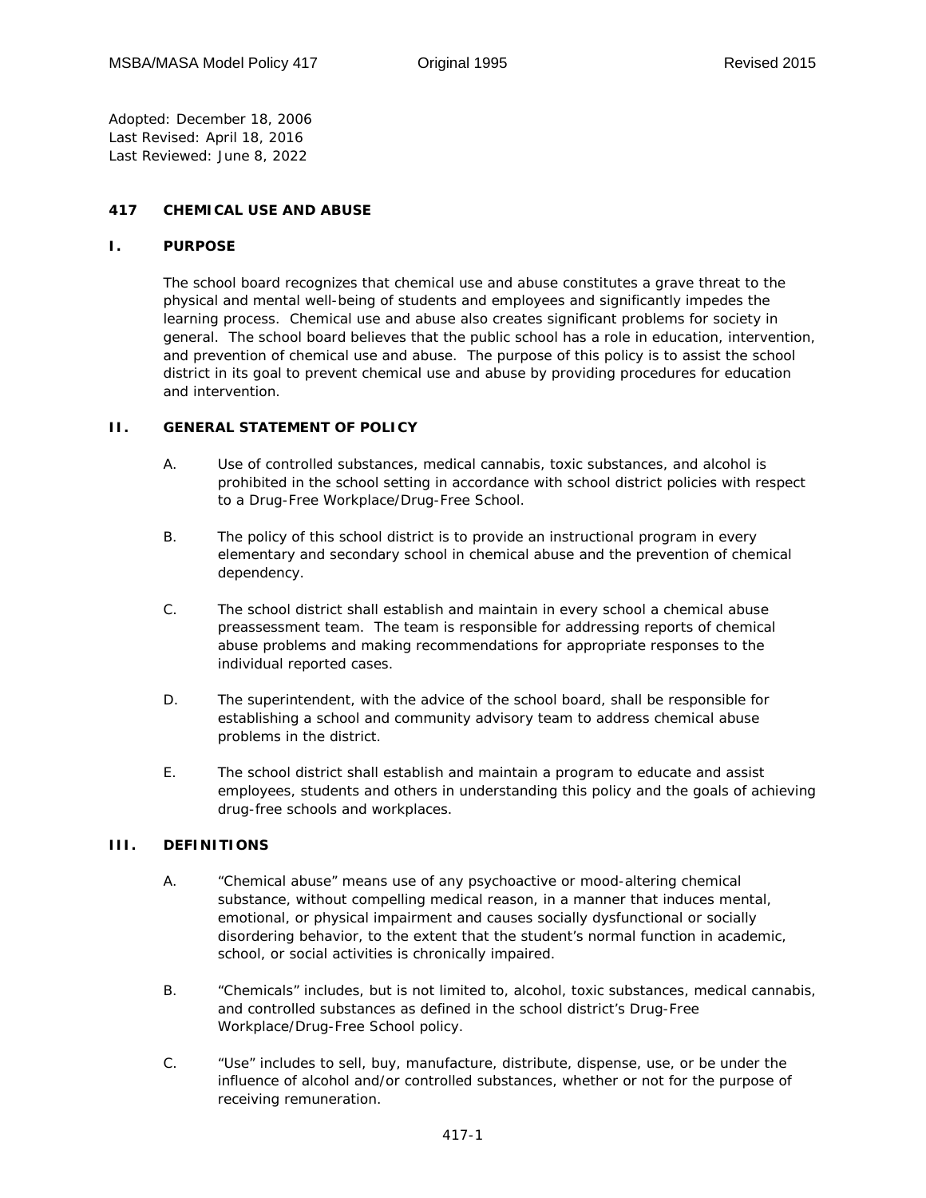Adopted: December 18, 2006
Last Revised: April 18, 2016
Last Reviewed: June 8, 2022

# 417 CHEMICAL USE AND ABUSE

## I. PURPOSE

The school board recognizes that chemical use and abuse constitutes a grave threat to the physical and mental well-being of students and employees and significantly impedes the learning process. Chemical use and abuse also creates significant problems for society in general. The school board believes that the public school has a role in education, intervention, and prevention of chemical use and abuse. The purpose of this policy is to assist the school district in its goal to prevent chemical use and abuse by providing procedures for education and intervention.

## II. GENERAL STATEMENT OF POLICY

A. Use of controlled substances, medical cannabis, toxic substances, and alcohol is prohibited in the school setting in accordance with school district policies with respect to a Drug-Free Workplace/Drug-Free School.

B. The policy of this school district is to provide an instructional program in every elementary and secondary school in chemical abuse and the prevention of chemical dependency.

C. The school district shall establish and maintain in every school a chemical abuse preassessment team. The team is responsible for addressing reports of chemical abuse problems and making recommendations for appropriate responses to the individual reported cases.

D. The superintendent, with the advice of the school board, shall be responsible for establishing a school and community advisory team to address chemical abuse problems in the district.

E. The school district shall establish and maintain a program to educate and assist employees, students and others in understanding this policy and the goals of achieving drug-free schools and workplaces.

## III. DEFINITIONS

A. "Chemical abuse" means use of any psychoactive or mood-altering chemical substance, without compelling medical reason, in a manner that induces mental, emotional, or physical impairment and causes socially dysfunctional or socially disordering behavior, to the extent that the student's normal function in academic, school, or social activities is chronically impaired.

B. "Chemicals" includes, but is not limited to, alcohol, toxic substances, medical cannabis, and controlled substances as defined in the school district's Drug-Free Workplace/Drug-Free School policy.

C. "Use" includes to sell, buy, manufacture, distribute, dispense, use, or be under the influence of alcohol and/or controlled substances, whether or not for the purpose of receiving remuneration.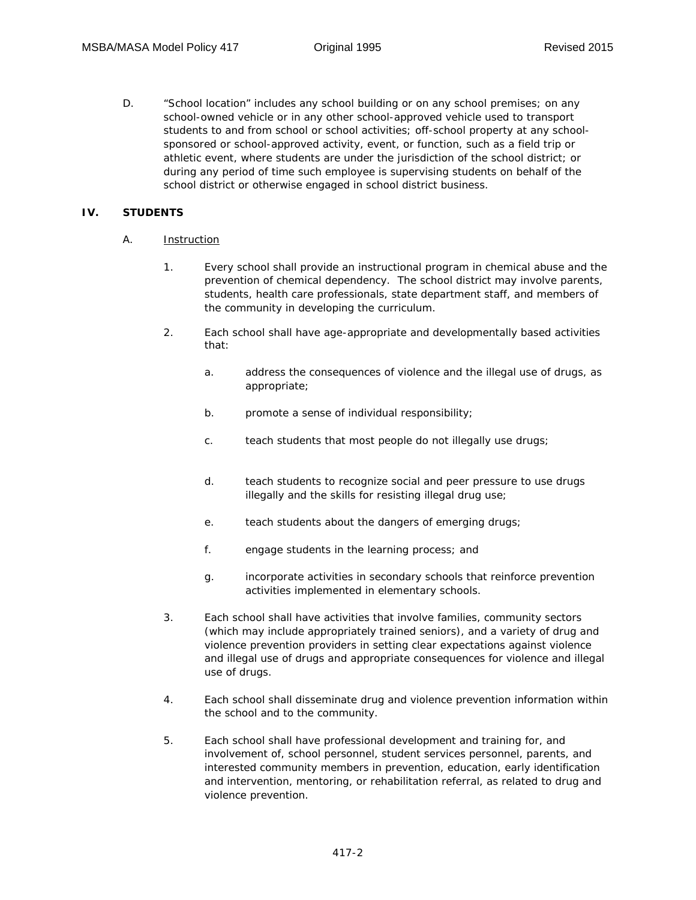D. "School location" includes any school building or on any school premises; on any school-owned vehicle or in any other school-approved vehicle used to transport students to and from school or school activities; off-school property at any school-sponsored or school-approved activity, event, or function, such as a field trip or athletic event, where students are under the jurisdiction of the school district; or during any period of time such employee is supervising students on behalf of the school district or otherwise engaged in school district business.

## IV. STUDENTS

### A. Instruction

1. Every school shall provide an instructional program in chemical abuse and the prevention of chemical dependency. The school district may involve parents, students, health care professionals, state department staff, and members of the community in developing the curriculum.

2. Each school shall have age-appropriate and developmentally based activities that:

   a. address the consequences of violence and the illegal use of drugs, as appropriate;

   b. promote a sense of individual responsibility;

   c. teach students that most people do not illegally use drugs;

   d. teach students to recognize social and peer pressure to use drugs illegally and the skills for resisting illegal drug use;

   e. teach students about the dangers of emerging drugs;

   f. engage students in the learning process; and

   g. incorporate activities in secondary schools that reinforce prevention activities implemented in elementary schools.

3. Each school shall have activities that involve families, community sectors (which may include appropriately trained seniors), and a variety of drug and violence prevention providers in setting clear expectations against violence and illegal use of drugs and appropriate consequences for violence and illegal use of drugs.

4. Each school shall disseminate drug and violence prevention information within the school and to the community.

5. Each school shall have professional development and training for, and involvement of, school personnel, student services personnel, parents, and interested community members in prevention, education, early identification and intervention, mentoring, or rehabilitation referral, as related to drug and violence prevention.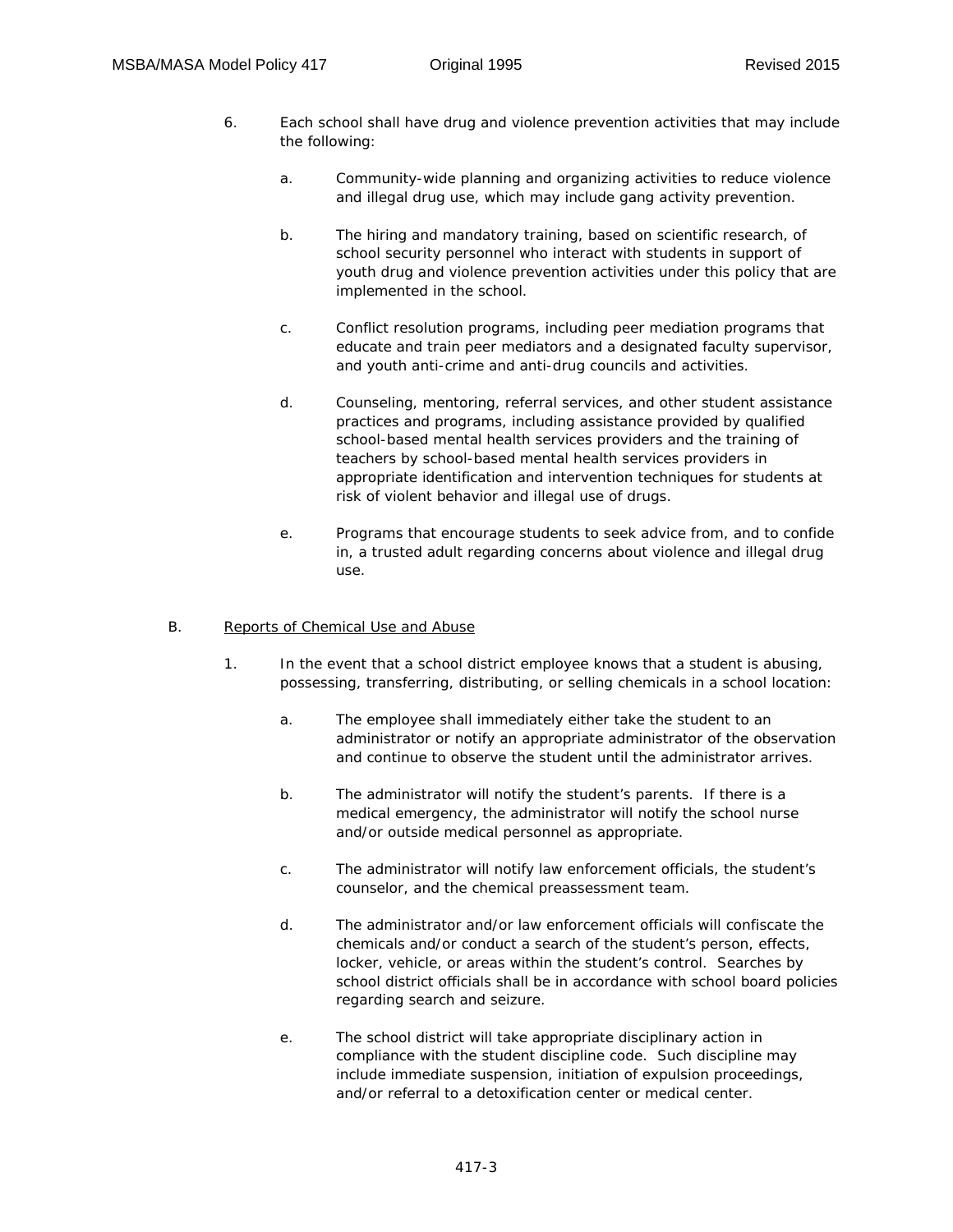6. Each school shall have drug and violence prevention activities that may include the following:

   a. Community-wide planning and organizing activities to reduce violence and illegal drug use, which may include gang activity prevention.

   b. The hiring and mandatory training, based on scientific research, of school security personnel who interact with students in support of youth drug and violence prevention activities under this policy that are implemented in the school.

   c. Conflict resolution programs, including peer mediation programs that educate and train peer mediators and a designated faculty supervisor, and youth anti-crime and anti-drug councils and activities.

   d. Counseling, mentoring, referral services, and other student assistance practices and programs, including assistance provided by qualified school-based mental health services providers and the training of teachers by school-based mental health services providers in appropriate identification and intervention techniques for students at risk of violent behavior and illegal use of drugs.

   e. Programs that encourage students to seek advice from, and to confide in, a trusted adult regarding concerns about violence and illegal drug use.

B. <u>Reports of Chemical Use and Abuse</u>

1. In the event that a school district employee knows that a student is abusing, possessing, transferring, distributing, or selling chemicals in a school location:

   a. The employee shall immediately either take the student to an administrator or notify an appropriate administrator of the observation and continue to observe the student until the administrator arrives.

   b. The administrator will notify the student's parents. If there is a medical emergency, the administrator will notify the school nurse and/or outside medical personnel as appropriate.

   c. The administrator will notify law enforcement officials, the student's counselor, and the chemical preassessment team.

   d. The administrator and/or law enforcement officials will confiscate the chemicals and/or conduct a search of the student's person, effects, locker, vehicle, or areas within the student's control. Searches by school district officials shall be in accordance with school board policies regarding search and seizure.

   e. The school district will take appropriate disciplinary action in compliance with the student discipline code. Such discipline may include immediate suspension, initiation of expulsion proceedings, and/or referral to a detoxification center or medical center.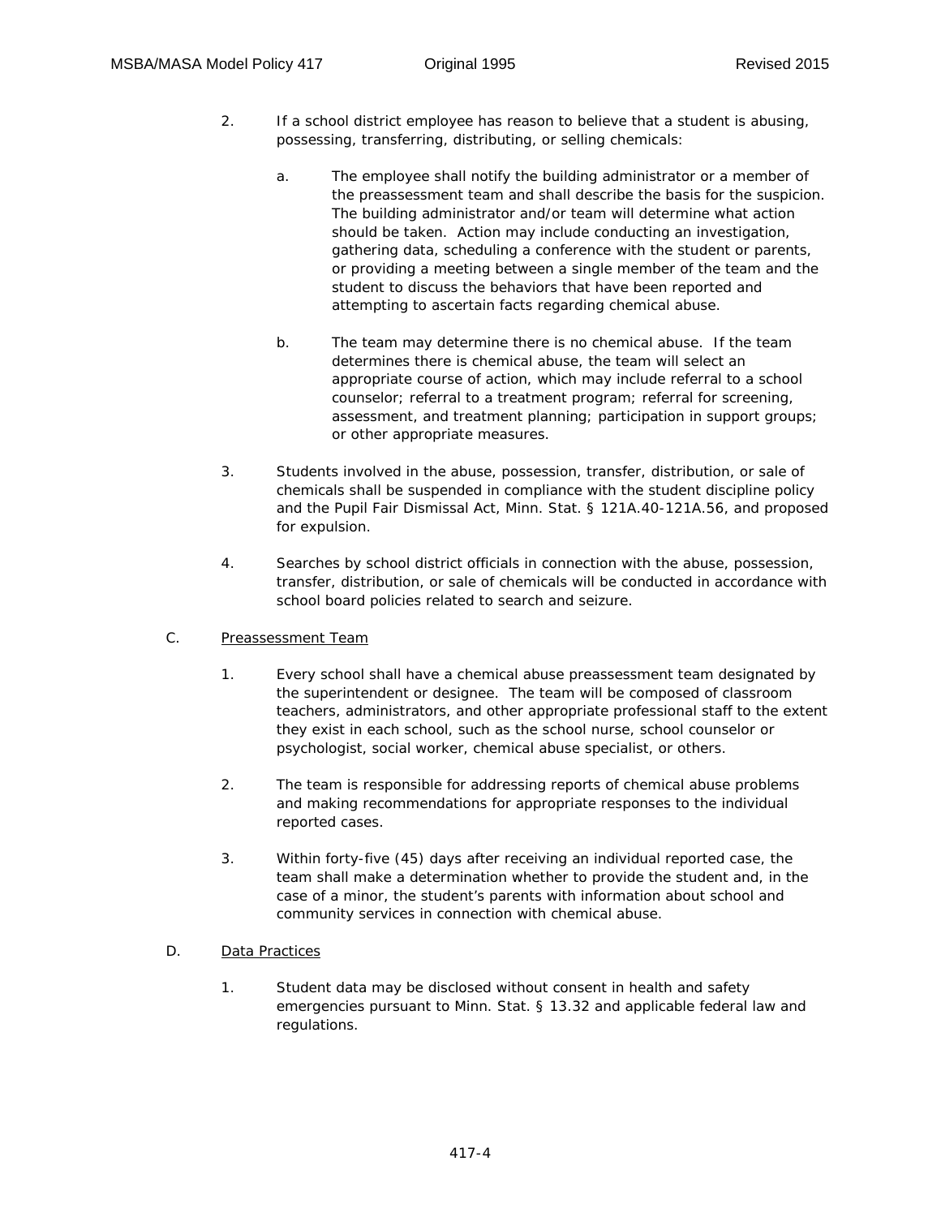2. If a school district employee has reason to believe that a student is abusing, possessing, transferring, distributing, or selling chemicals:

   a. The employee shall notify the building administrator or a member of the preassessment team and shall describe the basis for the suspicion. The building administrator and/or team will determine what action should be taken. Action may include conducting an investigation, gathering data, scheduling a conference with the student or parents, or providing a meeting between a single member of the team and the student to discuss the behaviors that have been reported and attempting to ascertain facts regarding chemical abuse.

   b. The team may determine there is no chemical abuse. If the team determines there is chemical abuse, the team will select an appropriate course of action, which may include referral to a school counselor; referral to a treatment program; referral for screening, assessment, and treatment planning; participation in support groups; or other appropriate measures.

3. Students involved in the abuse, possession, transfer, distribution, or sale of chemicals shall be suspended in compliance with the student discipline policy and the Pupil Fair Dismissal Act, Minn. Stat. § 121A.40-121A.56, and proposed for expulsion.

4. Searches by school district officials in connection with the abuse, possession, transfer, distribution, or sale of chemicals will be conducted in accordance with school board policies related to search and seizure.

C. Preassessment Team

1. Every school shall have a chemical abuse preassessment team designated by the superintendent or designee. The team will be composed of classroom teachers, administrators, and other appropriate professional staff to the extent they exist in each school, such as the school nurse, school counselor or psychologist, social worker, chemical abuse specialist, or others.

2. The team is responsible for addressing reports of chemical abuse problems and making recommendations for appropriate responses to the individual reported cases.

3. Within forty-five (45) days after receiving an individual reported case, the team shall make a determination whether to provide the student and, in the case of a minor, the student's parents with information about school and community services in connection with chemical abuse.

D. Data Practices

1. Student data may be disclosed without consent in health and safety emergencies pursuant to Minn. Stat. § 13.32 and applicable federal law and regulations.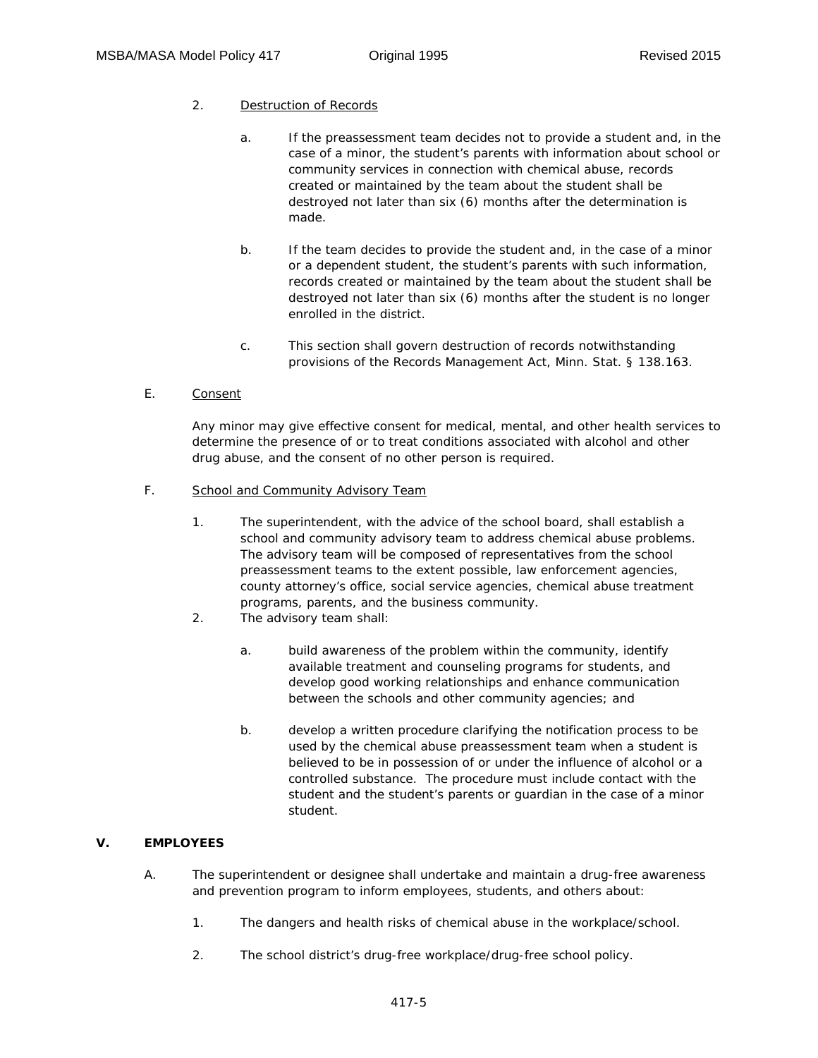2. Destruction of Records

   a. If the preassessment team decides not to provide a student and, in the case of a minor, the student's parents with information about school or community services in connection with chemical abuse, records created or maintained by the team about the student shall be destroyed not later than six (6) months after the determination is made.

   b. If the team decides to provide the student and, in the case of a minor or a dependent student, the student's parents with such information, records created or maintained by the team about the student shall be destroyed not later than six (6) months after the student is no longer enrolled in the district.

   c. This section shall govern destruction of records notwithstanding provisions of the Records Management Act, Minn. Stat. § 138.163.

E. Consent

Any minor may give effective consent for medical, mental, and other health services to determine the presence of or to treat conditions associated with alcohol and other drug abuse, and the consent of no other person is required.

F. School and Community Advisory Team

1. The superintendent, with the advice of the school board, shall establish a school and community advisory team to address chemical abuse problems. The advisory team will be composed of representatives from the school preassessment teams to the extent possible, law enforcement agencies, county attorney's office, social service agencies, chemical abuse treatment programs, parents, and the business community.

2. The advisory team shall:

   a. build awareness of the problem within the community, identify available treatment and counseling programs for students, and develop good working relationships and enhance communication between the schools and other community agencies; and

   b. develop a written procedure clarifying the notification process to be used by the chemical abuse preassessment team when a student is believed to be in possession of or under the influence of alcohol or a controlled substance. The procedure must include contact with the student and the student's parents or guardian in the case of a minor student.

## V. EMPLOYEES

A. The superintendent or designee shall undertake and maintain a drug-free awareness and prevention program to inform employees, students, and others about:

1. The dangers and health risks of chemical abuse in the workplace/school.

2. The school district's drug-free workplace/drug-free school policy.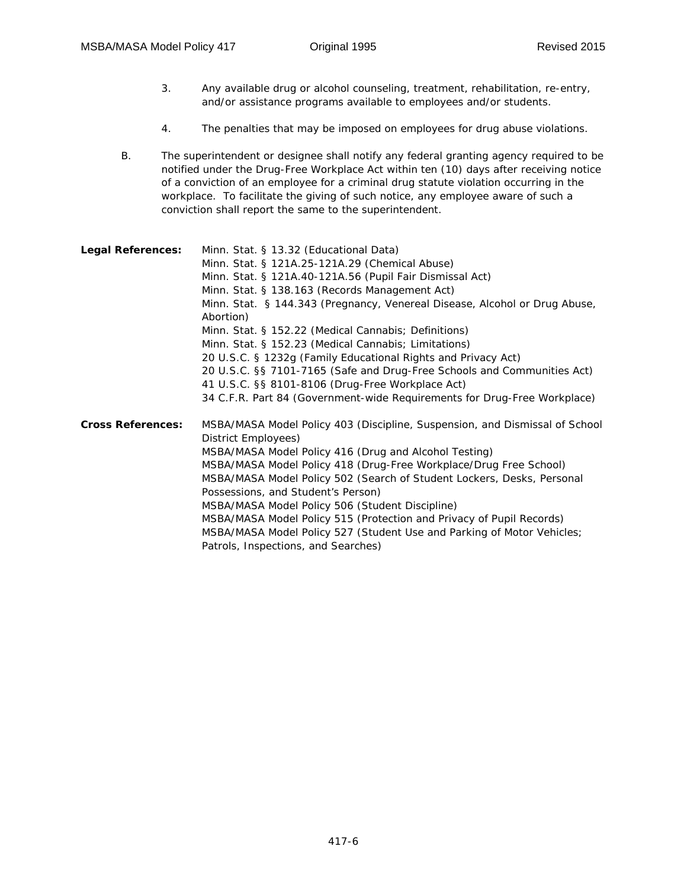3. Any available drug or alcohol counseling, treatment, rehabilitation, re-entry, and/or assistance programs available to employees and/or students.

4. The penalties that may be imposed on employees for drug abuse violations.

B. The superintendent or designee shall notify any federal granting agency required to be notified under the Drug-Free Workplace Act within ten (10) days after receiving notice of a conviction of an employee for a criminal drug statute violation occurring in the workplace. To facilitate the giving of such notice, any employee aware of such a conviction shall report the same to the superintendent.

**Legal References:**

Minn. Stat. § 13.32 (Educational Data)
Minn. Stat. § 121A.25-121A.29 (Chemical Abuse)
Minn. Stat. § 121A.40-121A.56 (Pupil Fair Dismissal Act)
Minn. Stat. § 138.163 (Records Management Act)
Minn. Stat. § 144.343 (Pregnancy, Venereal Disease, Alcohol or Drug Abuse, Abortion)
Minn. Stat. § 152.22 (Medical Cannabis; Definitions)
Minn. Stat. § 152.23 (Medical Cannabis; Limitations)
20 U.S.C. § 1232g (Family Educational Rights and Privacy Act)
20 U.S.C. §§ 7101-7165 (Safe and Drug-Free Schools and Communities Act)
41 U.S.C. §§ 8101-8106 (Drug-Free Workplace Act)
34 C.F.R. Part 84 (Government-wide Requirements for Drug-Free Workplace)

**Cross References:**

MSBA/MASA Model Policy 403 (Discipline, Suspension, and Dismissal of School District Employees)
MSBA/MASA Model Policy 416 (Drug and Alcohol Testing)
MSBA/MASA Model Policy 418 (Drug-Free Workplace/Drug Free School)
MSBA/MASA Model Policy 502 (Search of Student Lockers, Desks, Personal Possessions, and Student's Person)
MSBA/MASA Model Policy 506 (Student Discipline)
MSBA/MASA Model Policy 515 (Protection and Privacy of Pupil Records)
MSBA/MASA Model Policy 527 (Student Use and Parking of Motor Vehicles; Patrols, Inspections, and Searches)